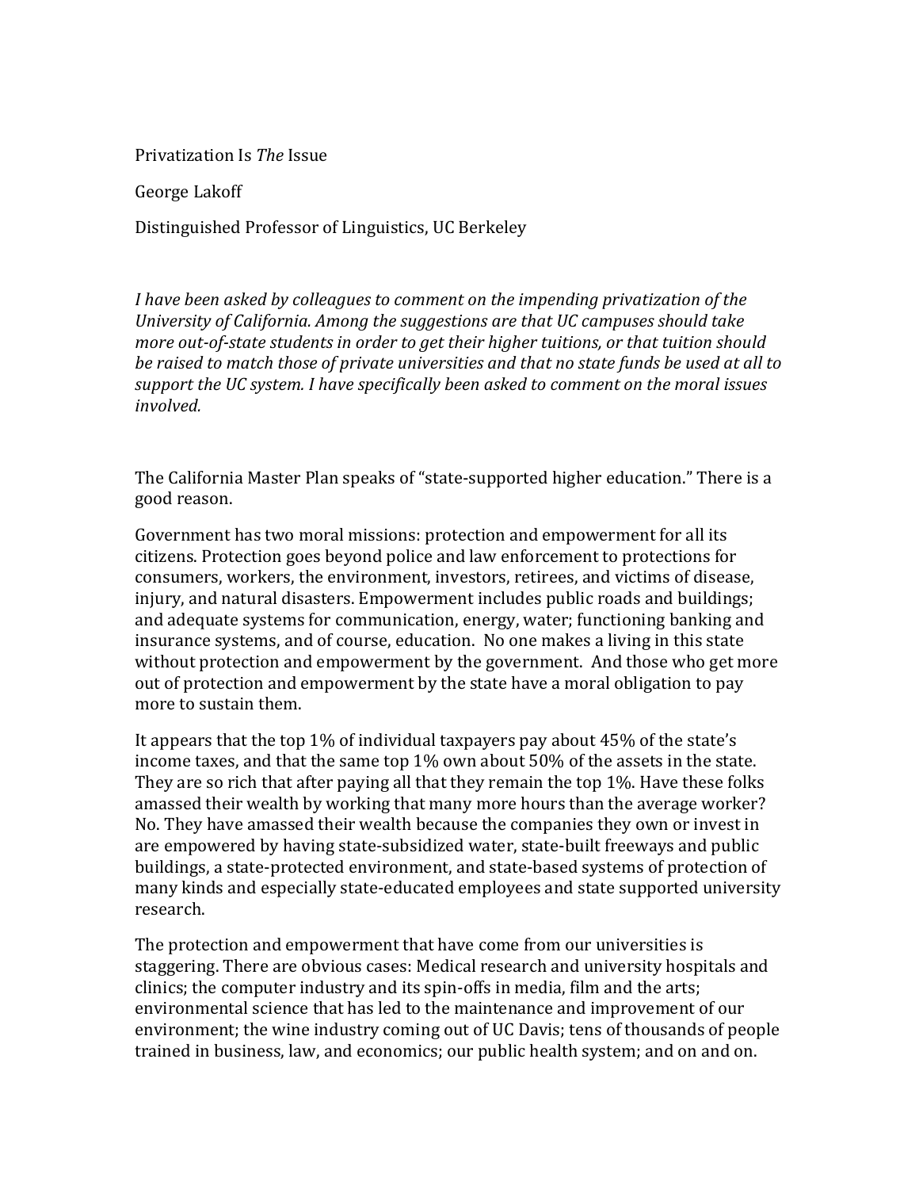# Privatization Is *The* Issue

George Lakoff

Distinguished Professor of Linguistics, UC Berkeley

*I have been asked by colleagues to comment on the impending privatization of the University of California. Among the suggestions are that UC campuses should take more out-of-state students in order to get their higher tuitions, or that tuition should be raised to match those of private universities and that no state funds be used at all to support the UC system. I have specifically been asked to comment on the moral issues involved.*

The California Master Plan speaks of "state-supported higher education." There is a good reason.

Government has two moral missions: protection and empowerment for all its citizens. Protection goes beyond police and law enforcement to protections for consumers, workers, the environment, investors, retirees, and victims of disease, injury, and natural disasters. Empowerment includes public roads and buildings; and adequate systems for communication, energy, water; functioning banking and insurance systems, and of course, education. No one makes a living in this state without protection and empowerment by the government. And those who get more out of protection and empowerment by the state have a moral obligation to pay more to sustain them.

It appears that the top 1% of individual taxpayers pay about 45% of the state's income taxes, and that the same top 1% own about 50% of the assets in the state. They are so rich that after paying all that they remain the top 1%. Have these folks amassed their wealth by working that many more hours than the average worker? No. They have amassed their wealth because the companies they own or invest in are empowered by having state-subsidized water, state-built freeways and public buildings, a state-protected environment, and state-based systems of protection of many kinds and especially state-educated employees and state supported university research.

The protection and empowerment that have come from our universities is staggering. There are obvious cases: Medical research and university hospitals and clinics; the computer industry and its spin-offs in media, film and the arts; environmental science that has led to the maintenance and improvement of our environment; the wine industry coming out of UC Davis; tens of thousands of people trained in business, law, and economics; our public health system; and on and on.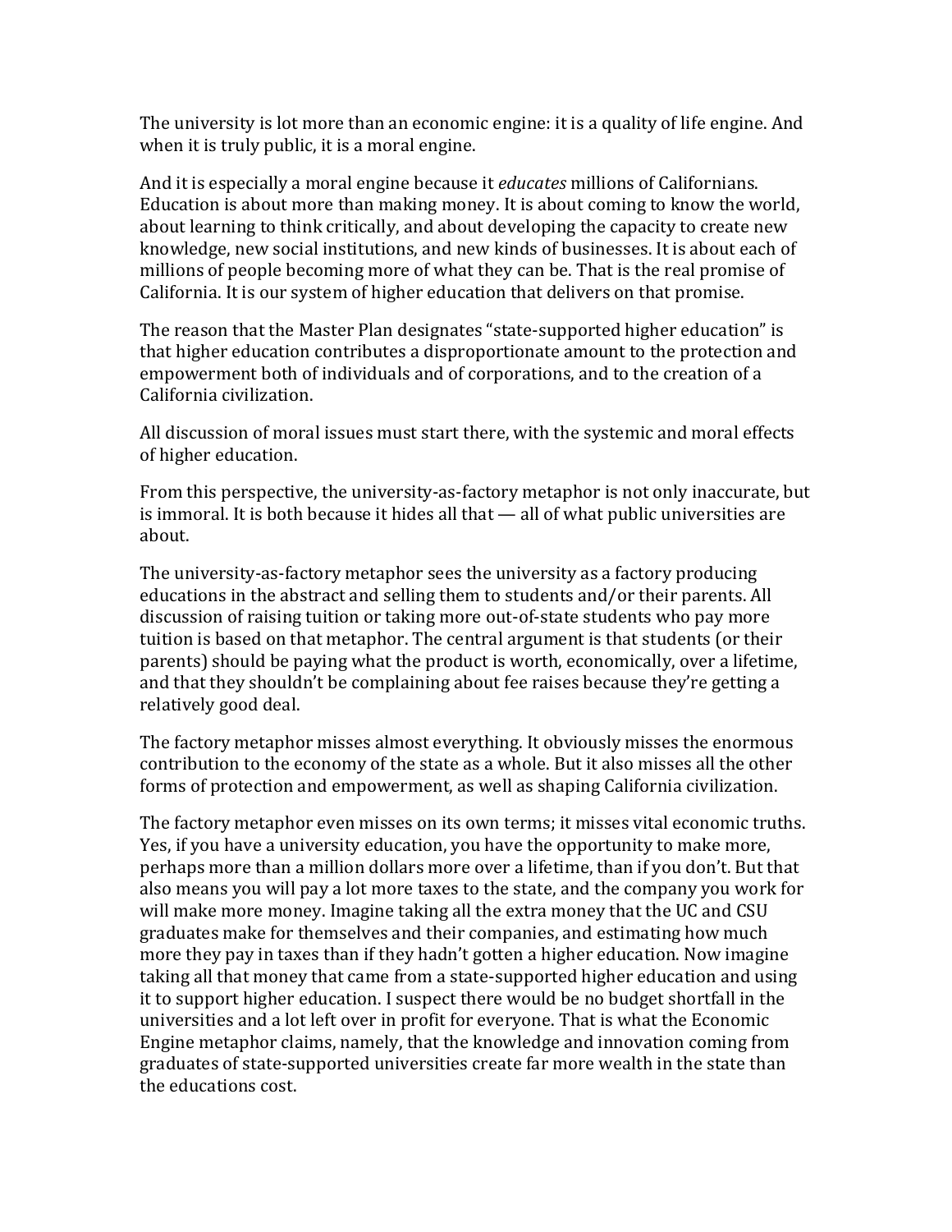The university is lot more than an economic engine: it is a quality of life engine. And when it is truly public, it is a moral engine.

And it is especially a moral engine because it *educates* millions of Californians. Education is about more than making money. It is about coming to know the world, about learning to think critically, and about developing the capacity to create new knowledge, new social institutions, and new kinds of businesses. It is about each of millions of people becoming more of what they can be. That is the real promise of California. It is our system of higher education that delivers on that promise.

The reason that the Master Plan designates "state-supported higher education" is that higher education contributes a disproportionate amount to the protection and empowerment both of individuals and of corporations, and to the creation of a California civilization.

All discussion of moral issues must start there, with the systemic and moral effects of higher education.

From this perspective, the university-as-factory metaphor is not only inaccurate, but is immoral. It is both because it hides all that — all of what public universities are about.

The university-as-factory metaphor sees the university as a factory producing educations in the abstract and selling them to students and/or their parents. All discussion of raising tuition or taking more out-of-state students who pay more tuition is based on that metaphor. The central argument is that students (or their parents) should be paying what the product is worth, economically, over a lifetime, and that they shouldn't be complaining about fee raises because they're getting a relatively good deal.

The factory metaphor misses almost everything. It obviously misses the enormous contribution to the economy of the state as a whole. But it also misses all the other forms of protection and empowerment, as well as shaping California civilization.

The factory metaphor even misses on its own terms; it misses vital economic truths. Yes, if you have a university education, you have the opportunity to make more, perhaps more than a million dollars more over a lifetime, than if you don't. But that also means you will pay a lot more taxes to the state, and the company you work for will make more money. Imagine taking all the extra money that the UC and CSU graduates make for themselves and their companies, and estimating how much more they pay in taxes than if they hadn't gotten a higher education. Now imagine taking all that money that came from a state-supported higher education and using it to support higher education. I suspect there would be no budget shortfall in the universities and a lot left over in profit for everyone. That is what the Economic Engine metaphor claims, namely, that the knowledge and innovation coming from graduates of state-supported universities create far more wealth in the state than the educations cost.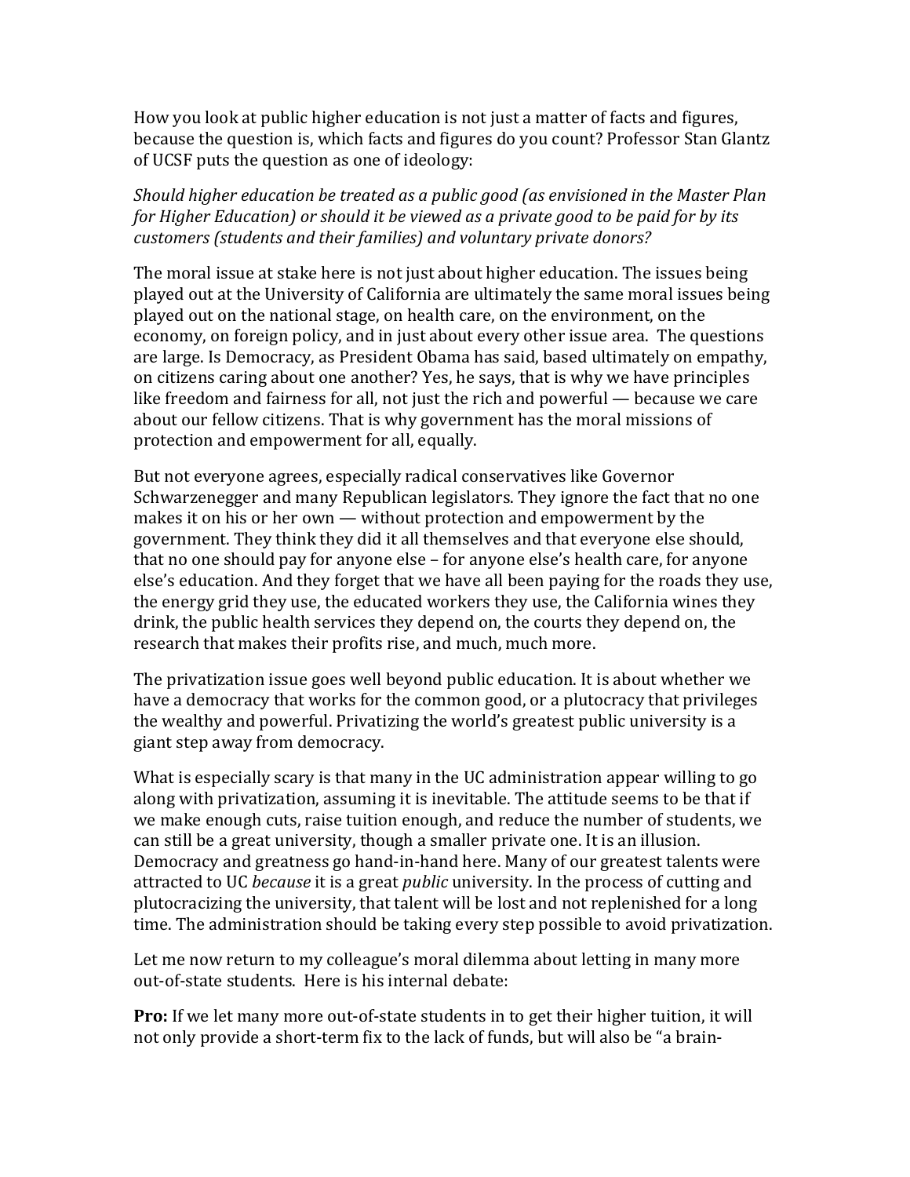How you look at public higher education is not just a matter of facts and figures, because the question is, which facts and figures do you count? Professor Stan Glantz of UCSF puts the question as one of ideology:

*Should higher education be treated as a public good (as envisioned in the Master Plan for Higher Education) or should it be viewed as a private good to be paid for by its customers (students and their families) and voluntary private donors?*

The moral issue at stake here is not just about higher education. The issues being played out at the University of California are ultimately the same moral issues being played out on the national stage, on health care, on the environment, on the economy, on foreign policy, and in just about every other issue area. The questions are large. Is Democracy, as President Obama has said, based ultimately on empathy, on citizens caring about one another? Yes, he says, that is why we have principles like freedom and fairness for all, not just the rich and powerful — because we care about our fellow citizens. That is why government has the moral missions of protection and empowerment for all, equally.

But not everyone agrees, especially radical conservatives like Governor Schwarzenegger and many Republican legislators. They ignore the fact that no one makes it on his or her own — without protection and empowerment by the government. They think they did it all themselves and that everyone else should, that no one should pay for anyone else – for anyone else's health care, for anyone else's education. And they forget that we have all been paying for the roads they use, the energy grid they use, the educated workers they use, the California wines they drink, the public health services they depend on, the courts they depend on, the research that makes their profits rise, and much, much more.

The privatization issue goes well beyond public education. It is about whether we have a democracy that works for the common good, or a plutocracy that privileges the wealthy and powerful. Privatizing the world's greatest public university is a giant step away from democracy.

What is especially scary is that many in the UC administration appear willing to go along with privatization, assuming it is inevitable. The attitude seems to be that if we make enough cuts, raise tuition enough, and reduce the number of students, we can still be a great university, though a smaller private one. It is an illusion. Democracy and greatness go hand-in-hand here. Many of our greatest talents were attracted to UC *because* it is a great *public* university. In the process of cutting and plutocracizing the university, that talent will be lost and not replenished for a long time. The administration should be taking every step possible to avoid privatization.

Let me now return to my colleague's moral dilemma about letting in many more out-of-state students. Here is his internal debate:

**Pro:** If we let many more out-of-state students in to get their higher tuition, it will not only provide a short-term fix to the lack of funds, but will also be "a brain-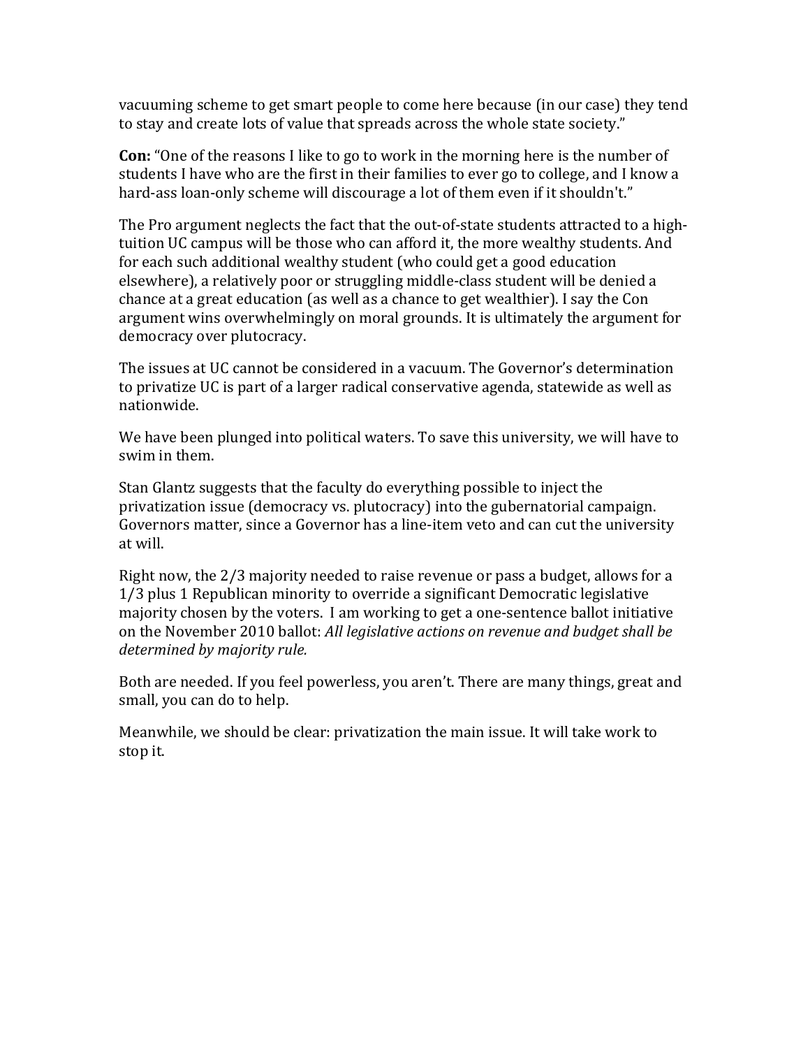vacuuming scheme to get smart people to come here because (in our case) they tend to stay and create lots of value that spreads across the whole state society."

**Con:** "One of the reasons I like to go to work in the morning here is the number of students I have who are the first in their families to ever go to college, and I know a hard-ass loan-only scheme will discourage a lot of them even if it shouldn't."

The Pro argument neglects the fact that the out-of-state students attracted to a high-tuition UC campus will be those who can afford it, the more wealthy students. And for each such additional wealthy student (who could get a good education elsewhere), a relatively poor or struggling middle-class student will be denied a chance at a great education (as well as a chance to get wealthier). I say the Con argument wins overwhelmingly on moral grounds. It is ultimately the argument for democracy over plutocracy.

The issues at UC cannot be considered in a vacuum. The Governor's determination to privatize UC is part of a larger radical conservative agenda, statewide as well as nationwide.

We have been plunged into political waters. To save this university, we will have to swim in them.

Stan Glantz suggests that the faculty do everything possible to inject the privatization issue (democracy vs. plutocracy) into the gubernatorial campaign. Governors matter, since a Governor has a line-item veto and can cut the university at will.

Right now, the 2/3 majority needed to raise revenue or pass a budget, allows for a 1/3 plus 1 Republican minority to override a significant Democratic legislative majority chosen by the voters. I am working to get a one-sentence ballot initiative on the November 2010 ballot: *All legislative actions on revenue and budget shall be determined by majority rule.*

Both are needed. If you feel powerless, you aren't. There are many things, great and small, you can do to help.

Meanwhile, we should be clear: privatization the main issue. It will take work to stop it.